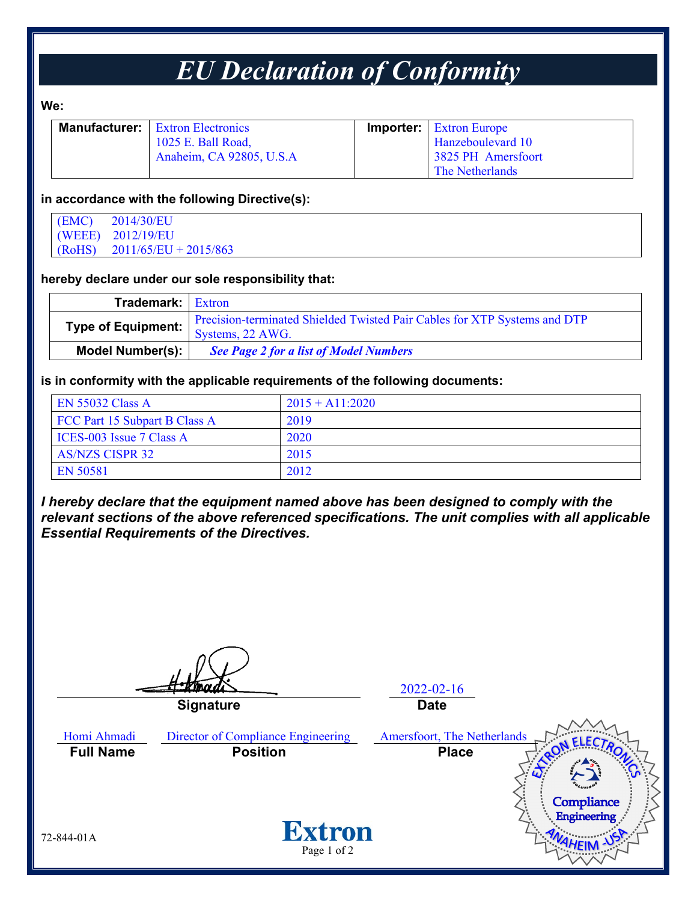# EU Declaration of Conformity

**We:**

| **Manufacturer:** | Extron Electronics<br>1025 E. Ball Road,<br>Anaheim, CA 92805, U.S.A | **Importer:** | Extron Europe<br>Hanzeboulevard 10<br>3825 PH Amersfoort<br>The Netherlands |
|---|---|---|---|

**in accordance with the following Directive(s):**

| | |
|---|---|
| (EMC) | 2014/30/EU |
| (WEEE) | 2012/19/EU |
| (RoHS) | 2011/65/EU + 2015/863 |

**hereby declare under our sole responsibility that:**

| | |
|---|---|
| **Trademark:** | Extron |
| **Type of Equipment:** | Precision-terminated Shielded Twisted Pair Cables for XTP Systems and DTP Systems, 22 AWG. |
| **Model Number(s):** | ***See Page 2 for a list of Model Numbers*** |

**is in conformity with the applicable requirements of the following documents:**

| | |
|---|---|
| EN 55032 Class A | 2015 + A11:2020 |
| FCC Part 15 Subpart B Class A | 2019 |
| ICES-003 Issue 7 Class A | 2020 |
| AS/NZS CISPR 32 | 2015 |
| EN 50581 | 2012 |

***I hereby declare that the equipment named above has been designed to comply with the relevant sections of the above referenced specifications. The unit complies with all applicable Essential Requirements of the Directives.***

H. Ahmadi
**Signature**

2022-02-16
**Date**

Homi Ahmadi
**Full Name**

Director of Compliance Engineering
**Position**

Amersfoort, The Netherlands
**Place**

Extron Electronics Compliance Engineering Anaheim - USA

72-844-01A

Extron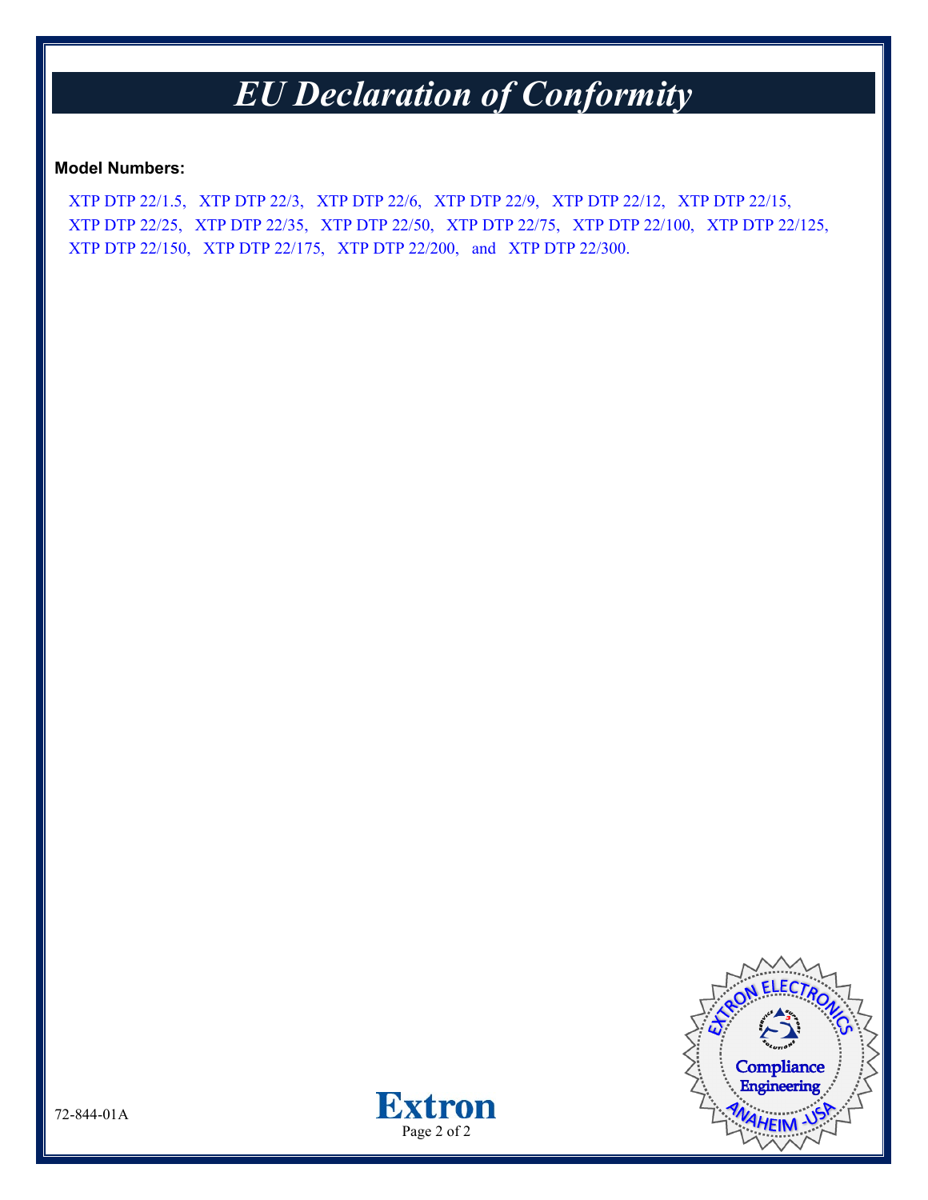# EU Declaration of Conformity

**Model Numbers:**

XTP DTP 22/1.5, XTP DTP 22/3, XTP DTP 22/6, XTP DTP 22/9, XTP DTP 22/12, XTP DTP 22/15, XTP DTP 22/25, XTP DTP 22/35, XTP DTP 22/50, XTP DTP 22/75, XTP DTP 22/100, XTP DTP 22/125, XTP DTP 22/150, XTP DTP 22/175, XTP DTP 22/200, and XTP DTP 22/300.

72-844-01A

Extron